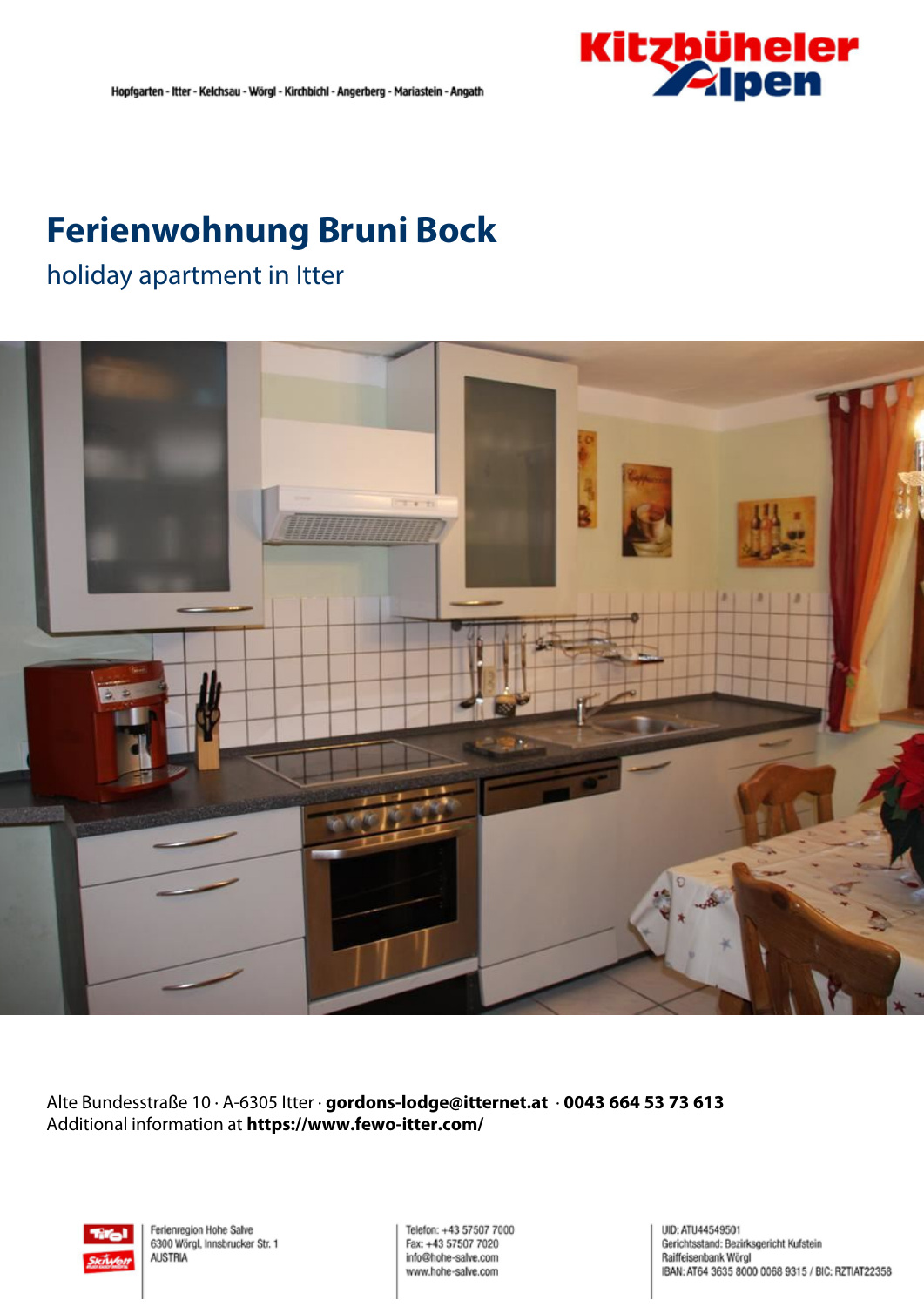Hopfgarten - Itter - Kelchsau - Wörgl - Kirchbichl - Angerberg - Mariastein - Angath

# Ferienwohnung Bruni Bock

## holiday apartment in Itter

Alte Bundesstraße 10 · A-6305 Itter · **gordons-lodge@itternet.at** · **0043 664 53 73 613**
Additional information at **https://www.fewo-itter.com/**

Ferienregion Hohe Salve
6300 Wörgl, Innsbrucker Str. 1
AUSTRIA

Telefon: +43 57507 7000
Fax: +43 57507 7020
info@hohe-salve.com
www.hohe-salve.com

UID: ATU44549501
Gerichtsstand: Bezirksgericht Kufstein
Raiffeisenbank Wörgl
IBAN: AT64 3635 8000 0068 9315 / BIC: RZTIAT22358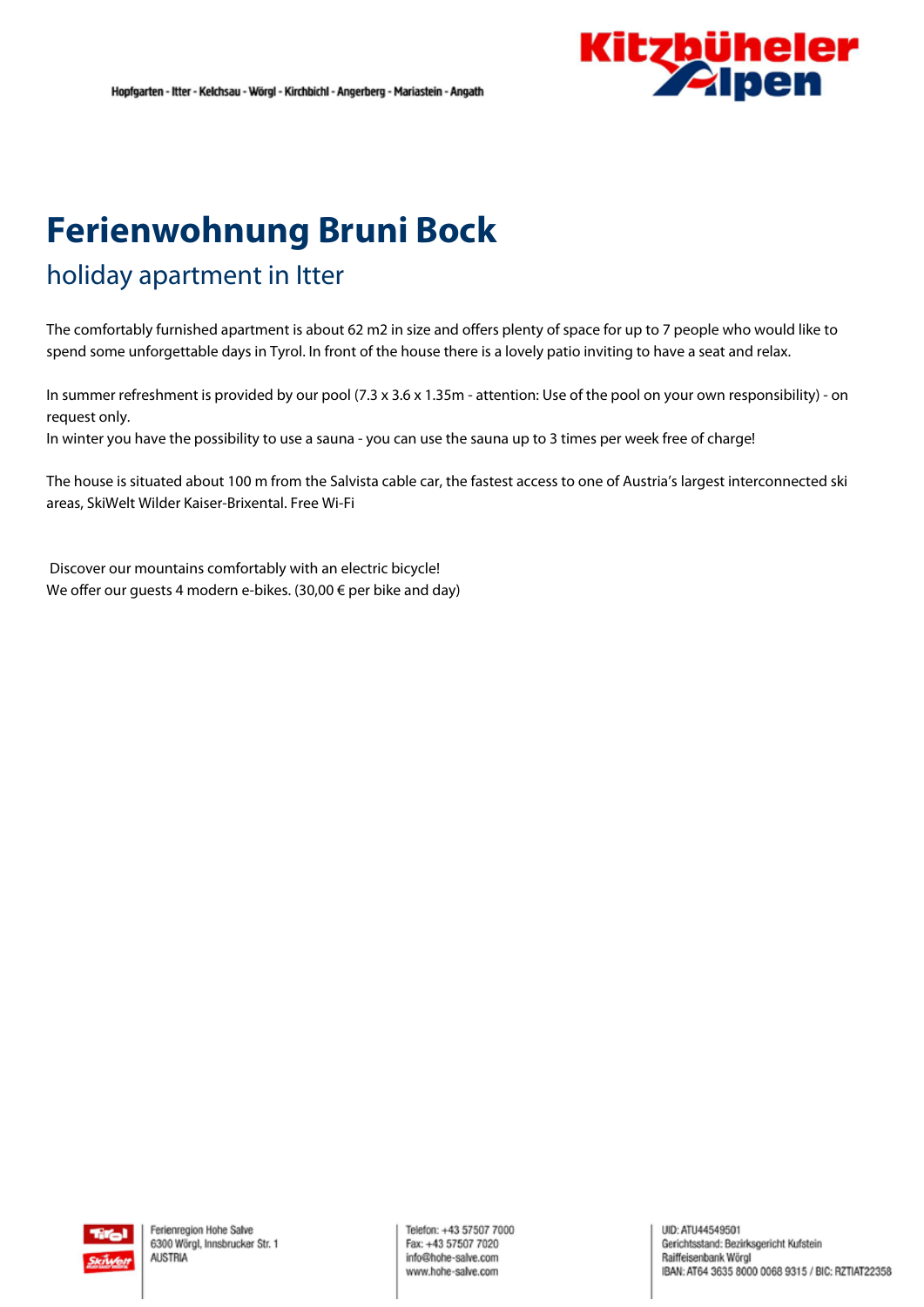# Ferienwohnung Bruni Bock

## holiday apartment in Itter

The comfortably furnished apartment is about 62 m2 in size and offers plenty of space for up to 7 people who would like to spend some unforgettable days in Tyrol. In front of the house there is a lovely patio inviting to have a seat and relax.

In summer refreshment is provided by our pool (7.3 x 3.6 x 1.35m - attention: Use of the pool on your own responsibility) - on request only.
In winter you have the possibility to use a sauna - you can use the sauna up to 3 times per week free of charge!

The house is situated about 100 m from the Salvista cable car, the fastest access to one of Austria's largest interconnected ski areas, SkiWelt Wilder Kaiser-Brixental. Free Wi-Fi

Discover our mountains comfortably with an electric bicycle!
We offer our guests 4 modern e-bikes. (30,00 € per bike and day)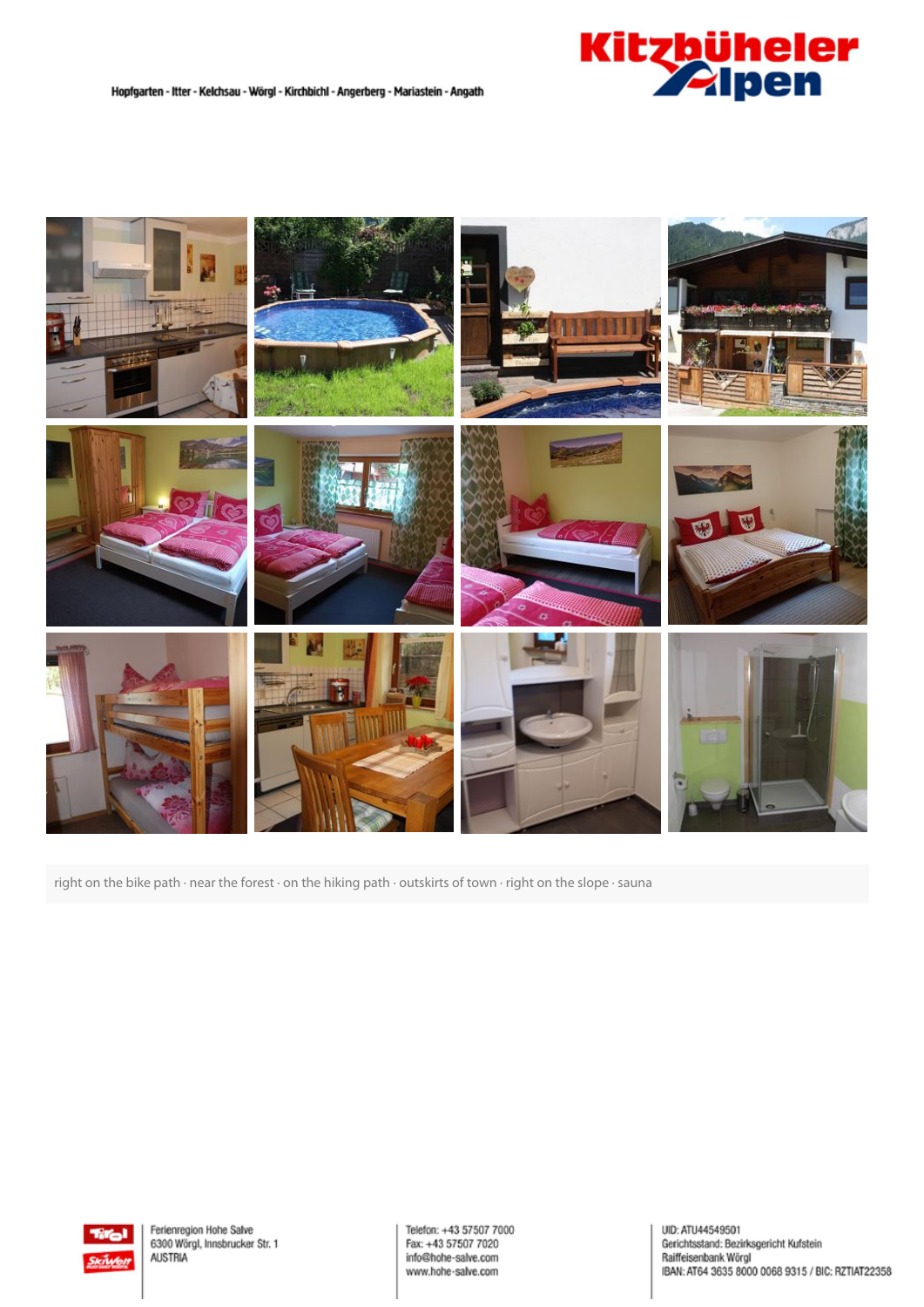right on the bike path · near the forest · on the hiking path · outskirts of town · right on the slope · sauna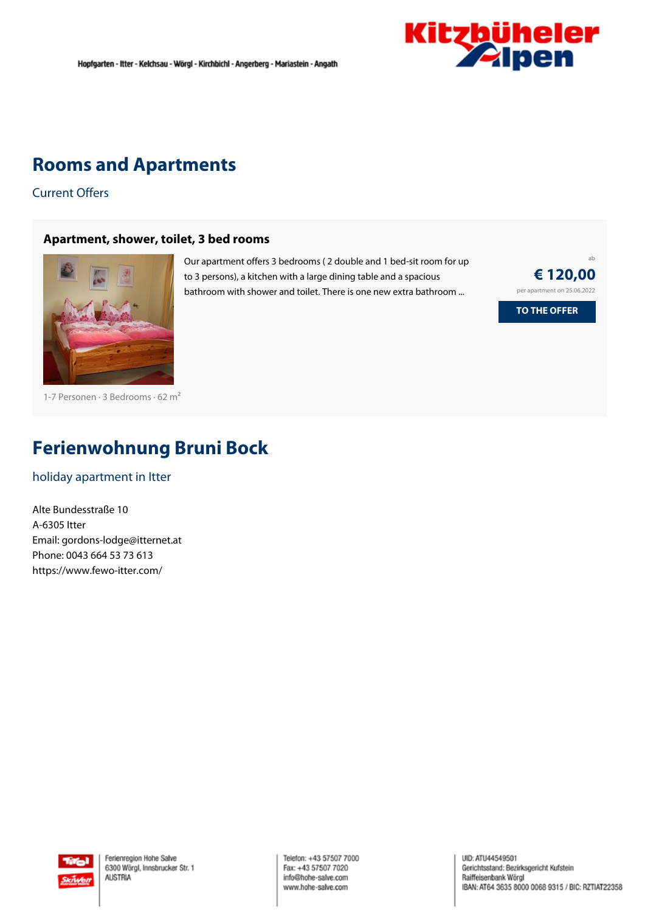# Rooms and Apartments

Current Offers

### Apartment, shower, toilet, 3 bed rooms

Our apartment offers 3 bedrooms ( 2 double and 1 bed-sit room for up to 3 persons), a kitchen with a large dining table and a spacious bathroom with shower and toilet. There is one new extra bathroom ...

ab

**€ 120,00**

per apartment on 25.06.2022

**TO THE OFFER**

1-7 Personen · 3 Bedrooms · 62 m²

# Ferienwohnung Bruni Bock

holiday apartment in Itter

Alte Bundesstraße 10
A-6305 Itter
Email: gordons-lodge@itternet.at
Phone: 0043 664 53 73 613
https://www.fewo-itter.com/